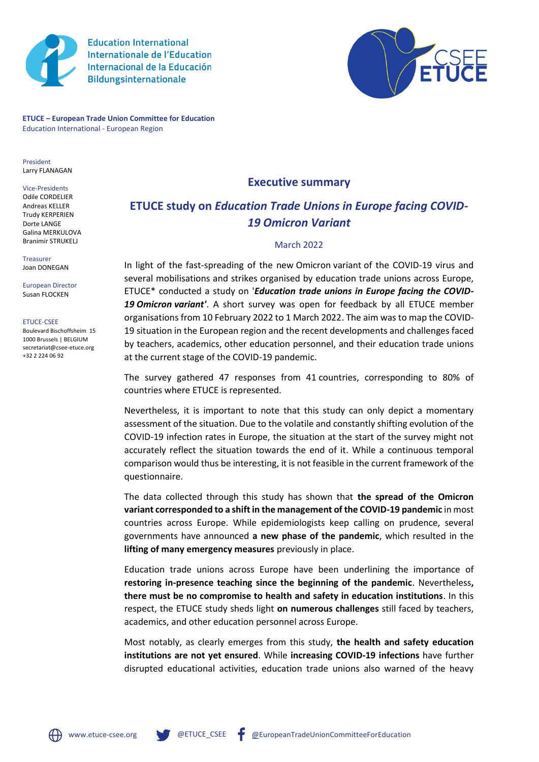Education International
Internationale de l'Education
Internacional de la Educación
Bildungsinternationale

**ETUCE – European Trade Union Committee for Education**
Education International - European Region

President
Larry FLANAGAN

Vice-Presidents
Odile CORDELIER
Andreas KELLER
Trudy KERPERIEN
Dorte LANGE
Galina MERKULOVA
Branimir STRUKELJ

Treasurer
Joan DONEGAN

European Director
Susan FLOCKEN

ETUCE-CSEE
Boulevard Bischoffsheim 15
1000 Brussels | BELGIUM
secretariat@csee-etuce.org
+32 2 224 06 92

## Executive summary

## ETUCE study on *Education Trade Unions in Europe facing COVID-19 Omicron Variant*

March 2022

In light of the fast-spreading of the new Omicron variant of the COVID-19 virus and several mobilisations and strikes organised by education trade unions across Europe, ETUCE* conducted a study on '***Education trade unions in Europe facing the COVID-19 Omicron variant***'. A short survey was open for feedback by all ETUCE member organisations from 10 February 2022 to 1 March 2022. The aim was to map the COVID-19 situation in the European region and the recent developments and challenges faced by teachers, academics, other education personnel, and their education trade unions at the current stage of the COVID-19 pandemic.

The survey gathered 47 responses from 41 countries, corresponding to 80% of countries where ETUCE is represented.

Nevertheless, it is important to note that this study can only depict a momentary assessment of the situation. Due to the volatile and constantly shifting evolution of the COVID-19 infection rates in Europe, the situation at the start of the survey might not accurately reflect the situation towards the end of it. While a continuous temporal comparison would thus be interesting, it is not feasible in the current framework of the questionnaire.

The data collected through this study has shown that **the spread of the Omicron variant corresponded to a shift in the management of the COVID-19 pandemic** in most countries across Europe. While epidemiologists keep calling on prudence, several governments have announced **a new phase of the pandemic**, which resulted in the **lifting of many emergency measures** previously in place.

Education trade unions across Europe have been underlining the importance of **restoring in-presence teaching since the beginning of the pandemic**. Nevertheless**, there must be no compromise to health and safety in education institutions**. In this respect, the ETUCE study sheds light **on numerous challenges** still faced by teachers, academics, and other education personnel across Europe.

Most notably, as clearly emerges from this study, **the health and safety education institutions are not yet ensured**. While **increasing COVID-19 infections** have further disrupted educational activities, education trade unions also warned of the heavy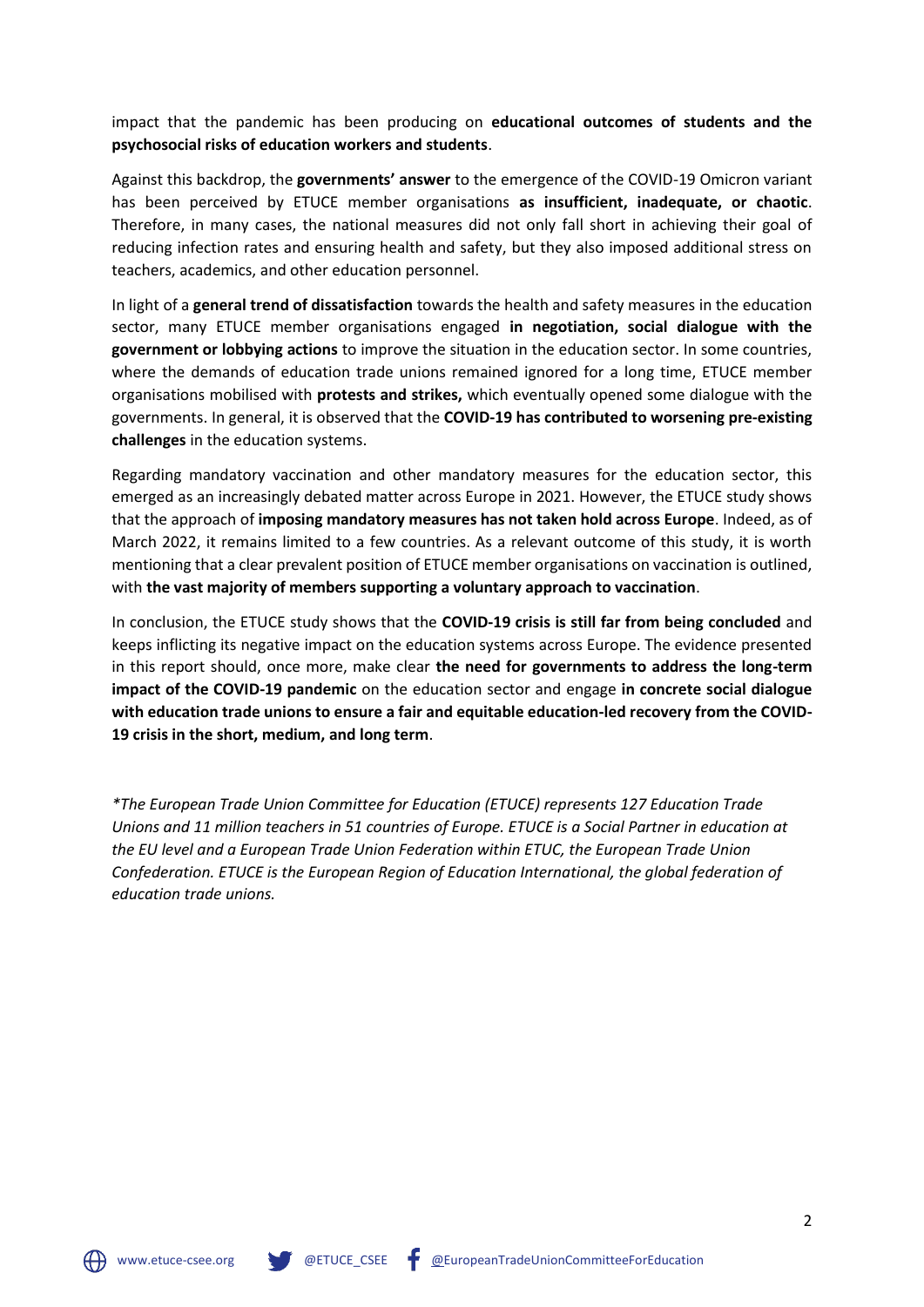impact that the pandemic has been producing on **educational outcomes of students and the psychosocial risks of education workers and students**.

Against this backdrop, the **governments' answer** to the emergence of the COVID-19 Omicron variant has been perceived by ETUCE member organisations **as insufficient, inadequate, or chaotic**. Therefore, in many cases, the national measures did not only fall short in achieving their goal of reducing infection rates and ensuring health and safety, but they also imposed additional stress on teachers, academics, and other education personnel.

In light of a **general trend of dissatisfaction** towards the health and safety measures in the education sector, many ETUCE member organisations engaged **in negotiation, social dialogue with the government or lobbying actions** to improve the situation in the education sector. In some countries, where the demands of education trade unions remained ignored for a long time, ETUCE member organisations mobilised with **protests and strikes,** which eventually opened some dialogue with the governments. In general, it is observed that the **COVID-19 has contributed to worsening pre-existing challenges** in the education systems.

Regarding mandatory vaccination and other mandatory measures for the education sector, this emerged as an increasingly debated matter across Europe in 2021. However, the ETUCE study shows that the approach of **imposing mandatory measures has not taken hold across Europe**. Indeed, as of March 2022, it remains limited to a few countries. As a relevant outcome of this study, it is worth mentioning that a clear prevalent position of ETUCE member organisations on vaccination is outlined, with **the vast majority of members supporting a voluntary approach to vaccination**.

In conclusion, the ETUCE study shows that the **COVID-19 crisis is still far from being concluded** and keeps inflicting its negative impact on the education systems across Europe. The evidence presented in this report should, once more, make clear **the need for governments to address the long-term impact of the COVID-19 pandemic** on the education sector and engage **in concrete social dialogue with education trade unions to ensure a fair and equitable education-led recovery from the COVID-19 crisis in the short, medium, and long term**.

*\*The European Trade Union Committee for Education (ETUCE) represents 127 Education Trade Unions and 11 million teachers in 51 countries of Europe. ETUCE is a Social Partner in education at the EU level and a European Trade Union Federation within ETUC, the European Trade Union Confederation. ETUCE is the European Region of Education International, the global federation of education trade unions.*